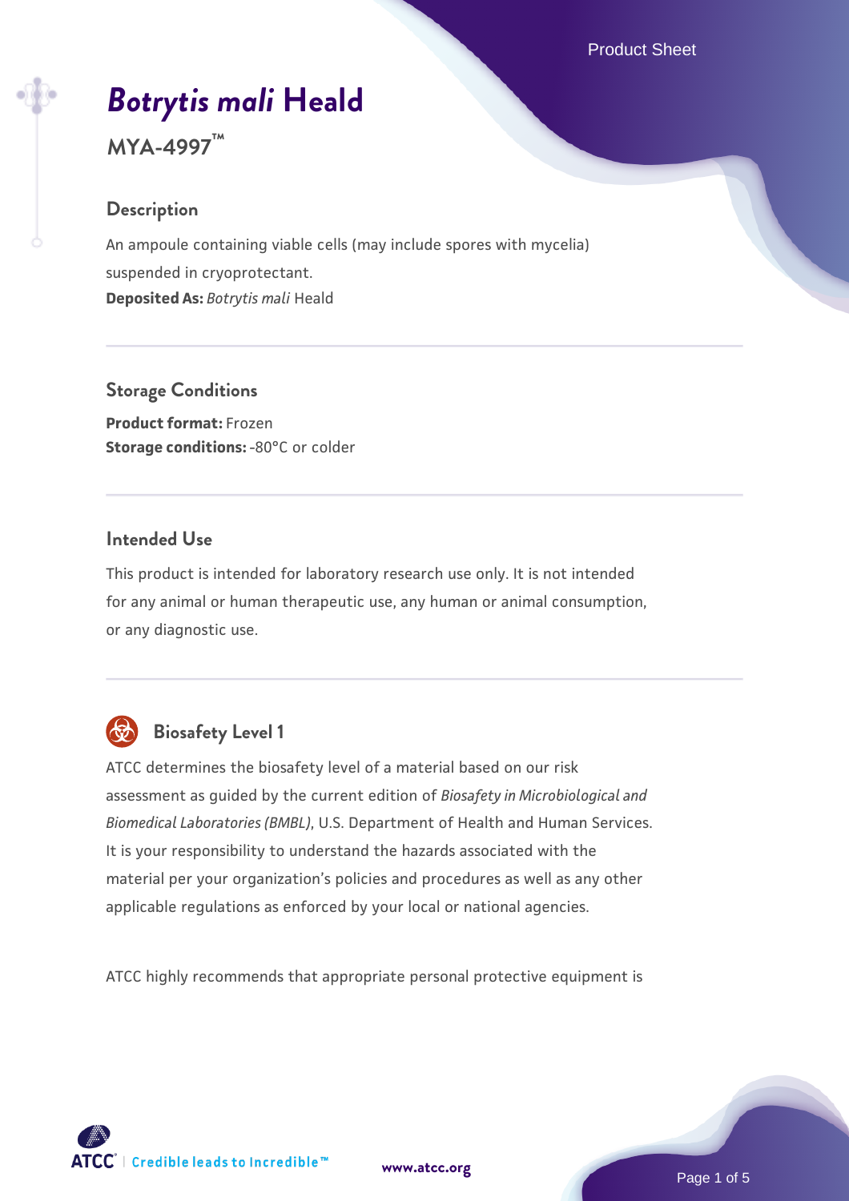# *Botrytis mali* Heald

**MYA-4997™**

## Description

An ampoule containing viable cells (may include spores with mycelia) suspended in cryoprotectant.

**Deposited As:** *Botrytis mali* Heald

## Storage Conditions

**Product format:** Frozen
**Storage conditions:** -80°C or colder

## Intended Use

This product is intended for laboratory research use only. It is not intended for any animal or human therapeutic use, any human or animal consumption, or any diagnostic use.

## Biosafety Level 1

ATCC determines the biosafety level of a material based on our risk assessment as guided by the current edition of *Biosafety in Microbiological and Biomedical Laboratories (BMBL)*, U.S. Department of Health and Human Services. It is your responsibility to understand the hazards associated with the material per your organization's policies and procedures as well as any other applicable regulations as enforced by your local or national agencies.

ATCC highly recommends that appropriate personal protective equipment is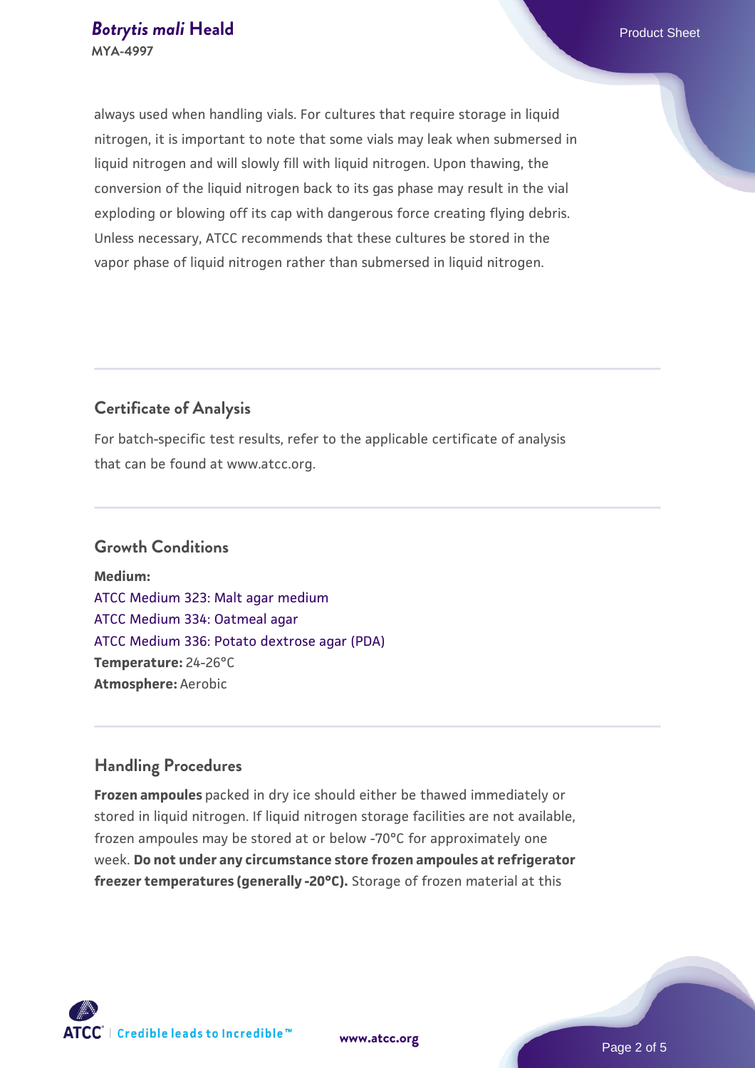always used when handling vials. For cultures that require storage in liquid nitrogen, it is important to note that some vials may leak when submersed in liquid nitrogen and will slowly fill with liquid nitrogen. Upon thawing, the conversion of the liquid nitrogen back to its gas phase may result in the vial exploding or blowing off its cap with dangerous force creating flying debris. Unless necessary, ATCC recommends that these cultures be stored in the vapor phase of liquid nitrogen rather than submersed in liquid nitrogen.

## Certificate of Analysis

For batch-specific test results, refer to the applicable certificate of analysis that can be found at www.atcc.org.

## Growth Conditions

**Medium:**
ATCC Medium 323: Malt agar medium
ATCC Medium 334: Oatmeal agar
ATCC Medium 336: Potato dextrose agar (PDA)
**Temperature:** 24-26°C
**Atmosphere:** Aerobic

## Handling Procedures

**Frozen ampoules** packed in dry ice should either be thawed immediately or stored in liquid nitrogen. If liquid nitrogen storage facilities are not available, frozen ampoules may be stored at or below -70°C for approximately one week. **Do not under any circumstance store frozen ampoules at refrigerator freezer temperatures (generally -20°C).** Storage of frozen material at this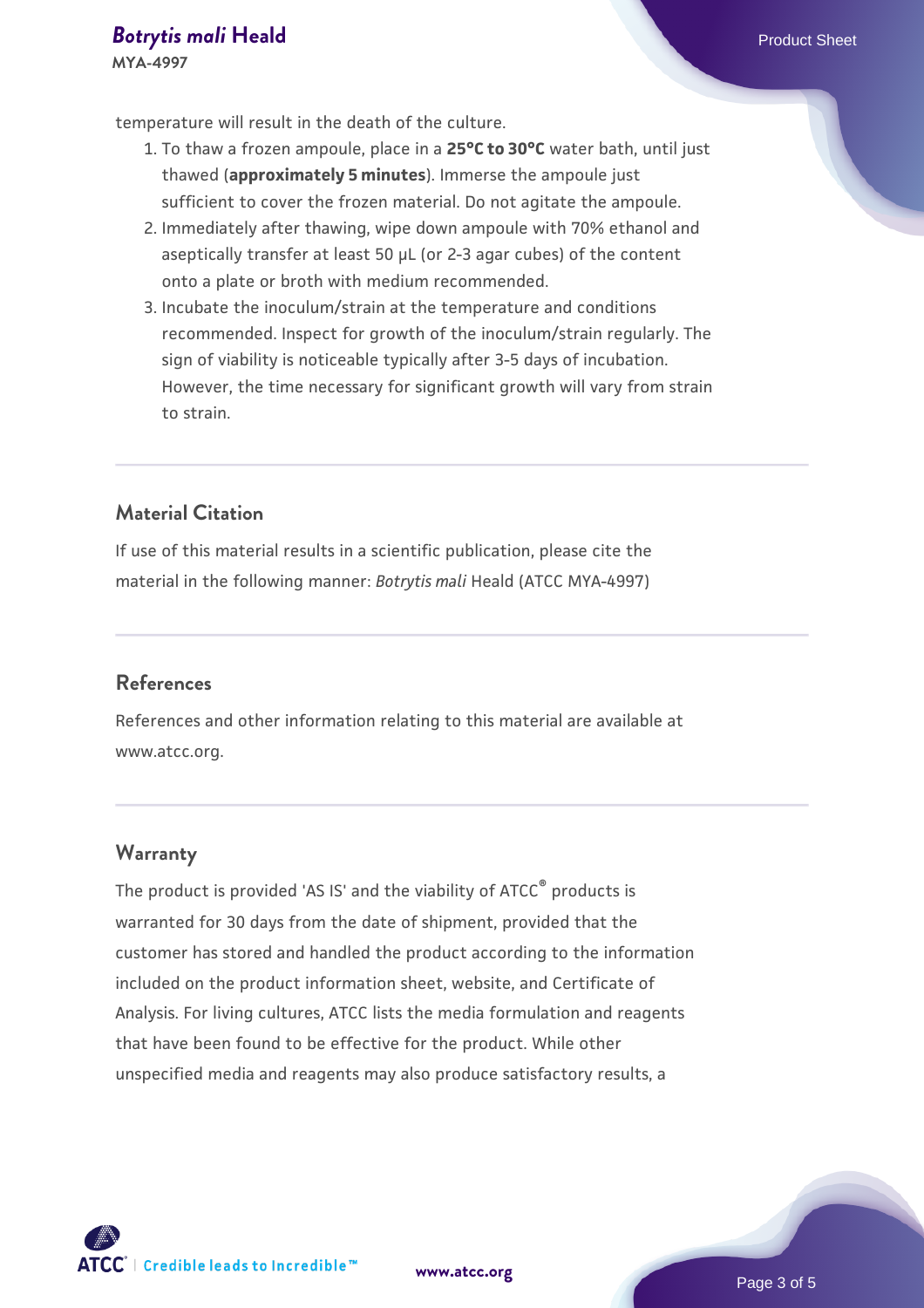temperature will result in the death of the culture.

1. To thaw a frozen ampoule, place in a **25°C to 30°C** water bath, until just thawed (**approximately 5 minutes**). Immerse the ampoule just sufficient to cover the frozen material. Do not agitate the ampoule.
2. Immediately after thawing, wipe down ampoule with 70% ethanol and aseptically transfer at least 50 µL (or 2-3 agar cubes) of the content onto a plate or broth with medium recommended.
3. Incubate the inoculum/strain at the temperature and conditions recommended. Inspect for growth of the inoculum/strain regularly. The sign of viability is noticeable typically after 3-5 days of incubation. However, the time necessary for significant growth will vary from strain to strain.

## Material Citation

If use of this material results in a scientific publication, please cite the material in the following manner: *Botrytis mali* Heald (ATCC MYA-4997)

## References

References and other information relating to this material are available at www.atcc.org.

## Warranty

The product is provided 'AS IS' and the viability of ATCC® products is warranted for 30 days from the date of shipment, provided that the customer has stored and handled the product according to the information included on the product information sheet, website, and Certificate of Analysis. For living cultures, ATCC lists the media formulation and reagents that have been found to be effective for the product. While other unspecified media and reagents may also produce satisfactory results, a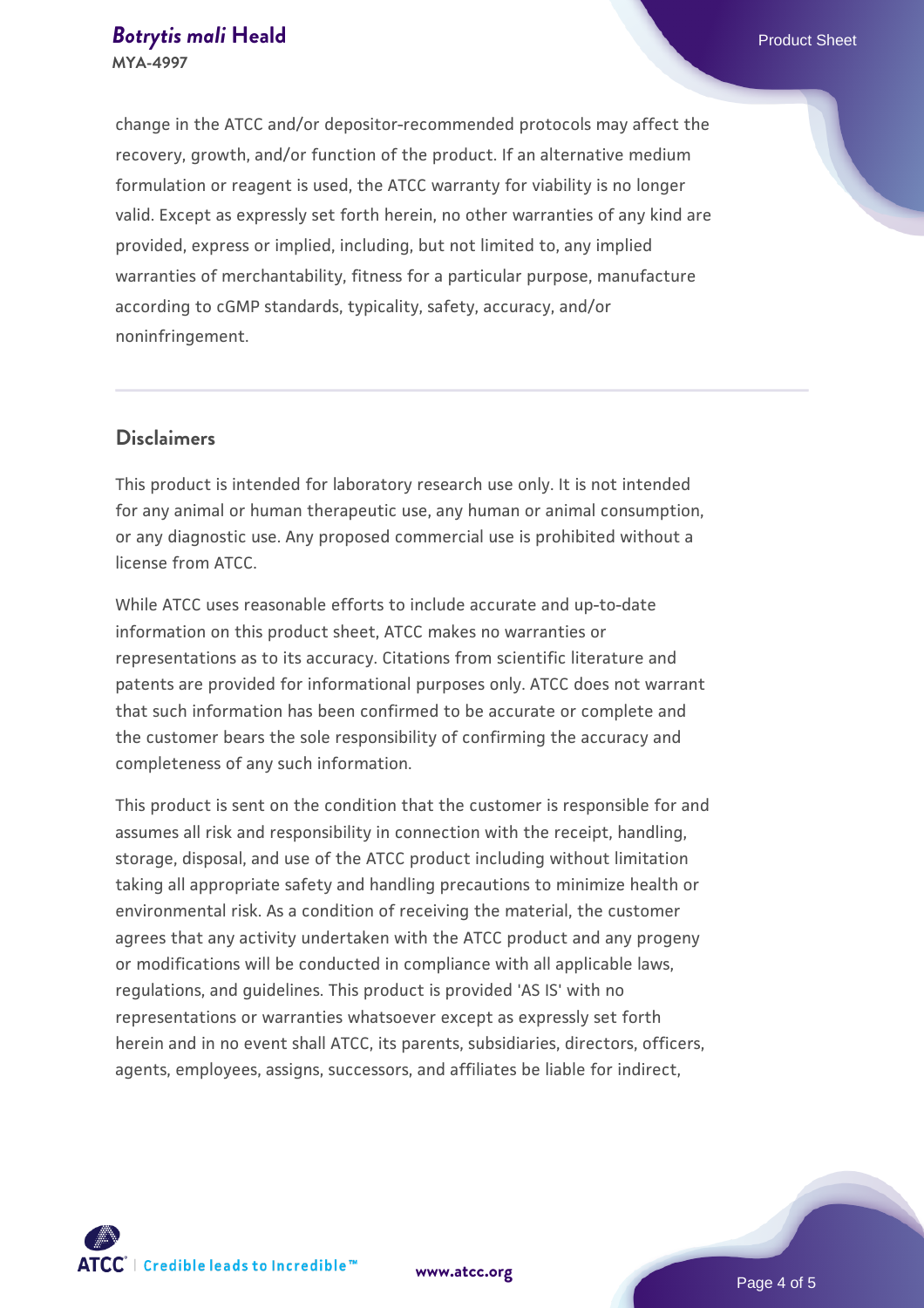change in the ATCC and/or depositor-recommended protocols may affect the recovery, growth, and/or function of the product. If an alternative medium formulation or reagent is used, the ATCC warranty for viability is no longer valid. Except as expressly set forth herein, no other warranties of any kind are provided, express or implied, including, but not limited to, any implied warranties of merchantability, fitness for a particular purpose, manufacture according to cGMP standards, typicality, safety, accuracy, and/or noninfringement.

## Disclaimers

This product is intended for laboratory research use only. It is not intended for any animal or human therapeutic use, any human or animal consumption, or any diagnostic use. Any proposed commercial use is prohibited without a license from ATCC.

While ATCC uses reasonable efforts to include accurate and up-to-date information on this product sheet, ATCC makes no warranties or representations as to its accuracy. Citations from scientific literature and patents are provided for informational purposes only. ATCC does not warrant that such information has been confirmed to be accurate or complete and the customer bears the sole responsibility of confirming the accuracy and completeness of any such information.

This product is sent on the condition that the customer is responsible for and assumes all risk and responsibility in connection with the receipt, handling, storage, disposal, and use of the ATCC product including without limitation taking all appropriate safety and handling precautions to minimize health or environmental risk. As a condition of receiving the material, the customer agrees that any activity undertaken with the ATCC product and any progeny or modifications will be conducted in compliance with all applicable laws, regulations, and guidelines. This product is provided 'AS IS' with no representations or warranties whatsoever except as expressly set forth herein and in no event shall ATCC, its parents, subsidiaries, directors, officers, agents, employees, assigns, successors, and affiliates be liable for indirect,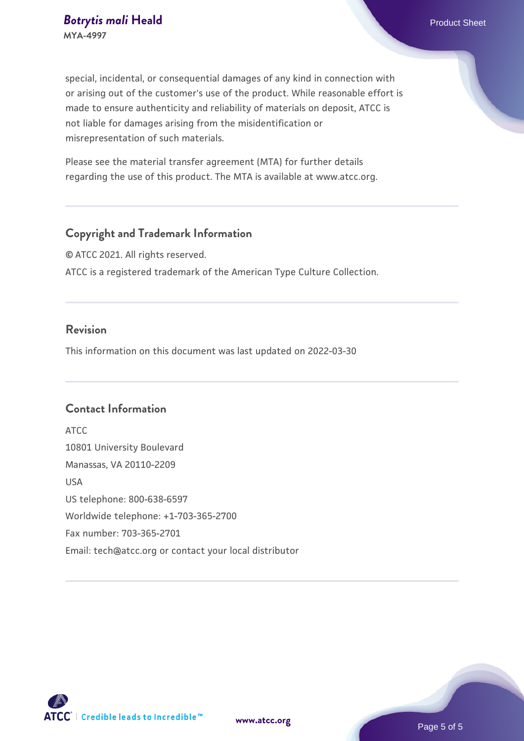special, incidental, or consequential damages of any kind in connection with or arising out of the customer's use of the product. While reasonable effort is made to ensure authenticity and reliability of materials on deposit, ATCC is not liable for damages arising from the misidentification or misrepresentation of such materials.

Please see the material transfer agreement (MTA) for further details regarding the use of this product. The MTA is available at www.atcc.org.

## Copyright and Trademark Information

© ATCC 2021. All rights reserved.

ATCC is a registered trademark of the American Type Culture Collection.

## Revision

This information on this document was last updated on 2022-03-30

## Contact Information

ATCC
10801 University Boulevard
Manassas, VA 20110-2209
USA
US telephone: 800-638-6597
Worldwide telephone: +1-703-365-2700
Fax number: 703-365-2701
Email: tech@atcc.org or contact your local distributor